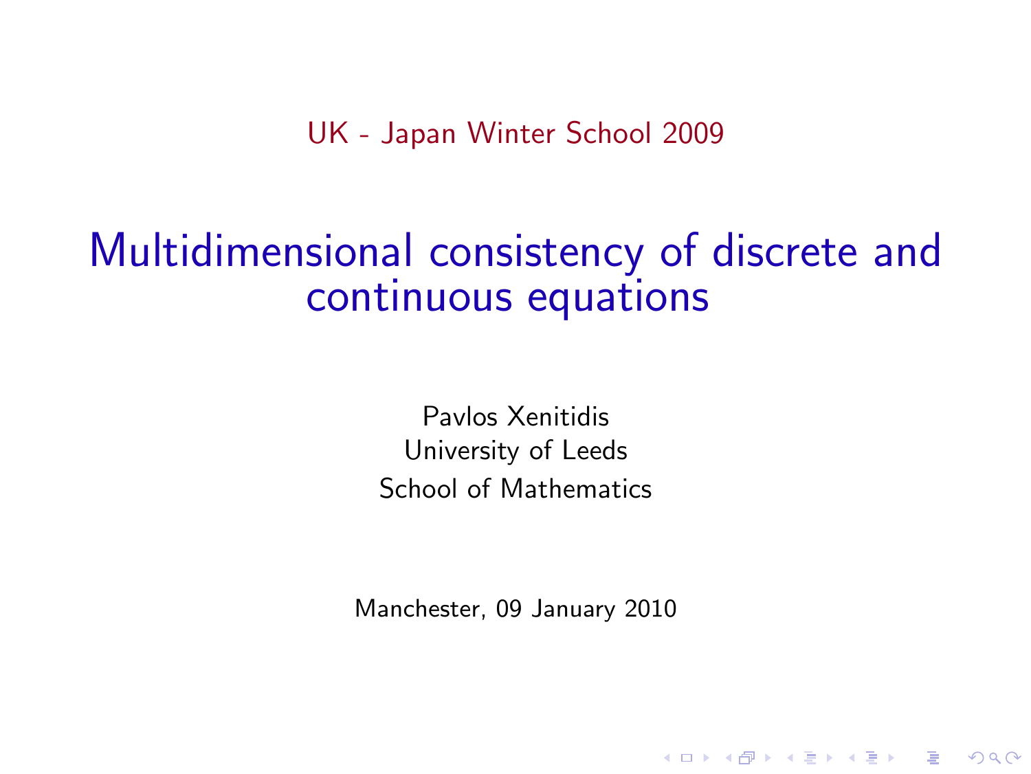UK - Japan Winter School 2009

# Multidimensional consistency of discrete and continuous equations

Pavlos Xenitidis
University of Leeds
School of Mathematics

Manchester, 09 January 2010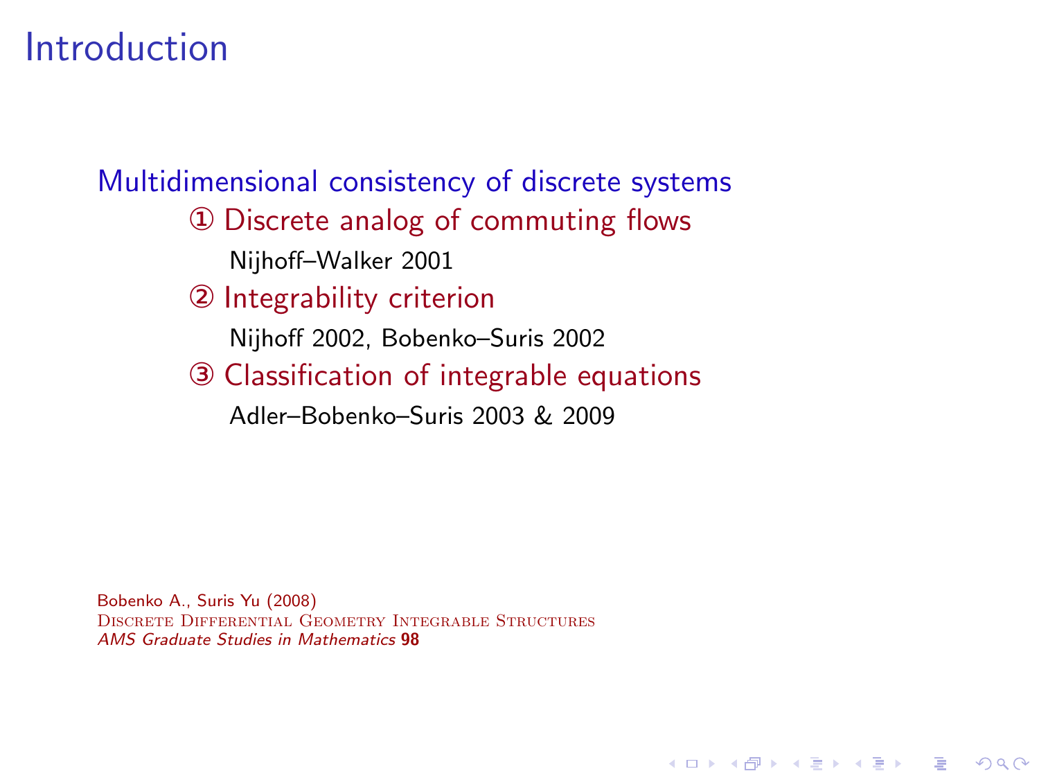# Introduction

Multidimensional consistency of discrete systems

① Discrete analog of commuting flows

Nijhoff–Walker 2001

② Integrability criterion

Nijhoff 2002, Bobenko–Suris 2002

③ Classification of integrable equations

Adler–Bobenko–Suris 2003 & 2009

Bobenko A., Suris Yu (2008)
Discrete Differential Geometry Integrable Structures
*AMS Graduate Studies in Mathematics* **98**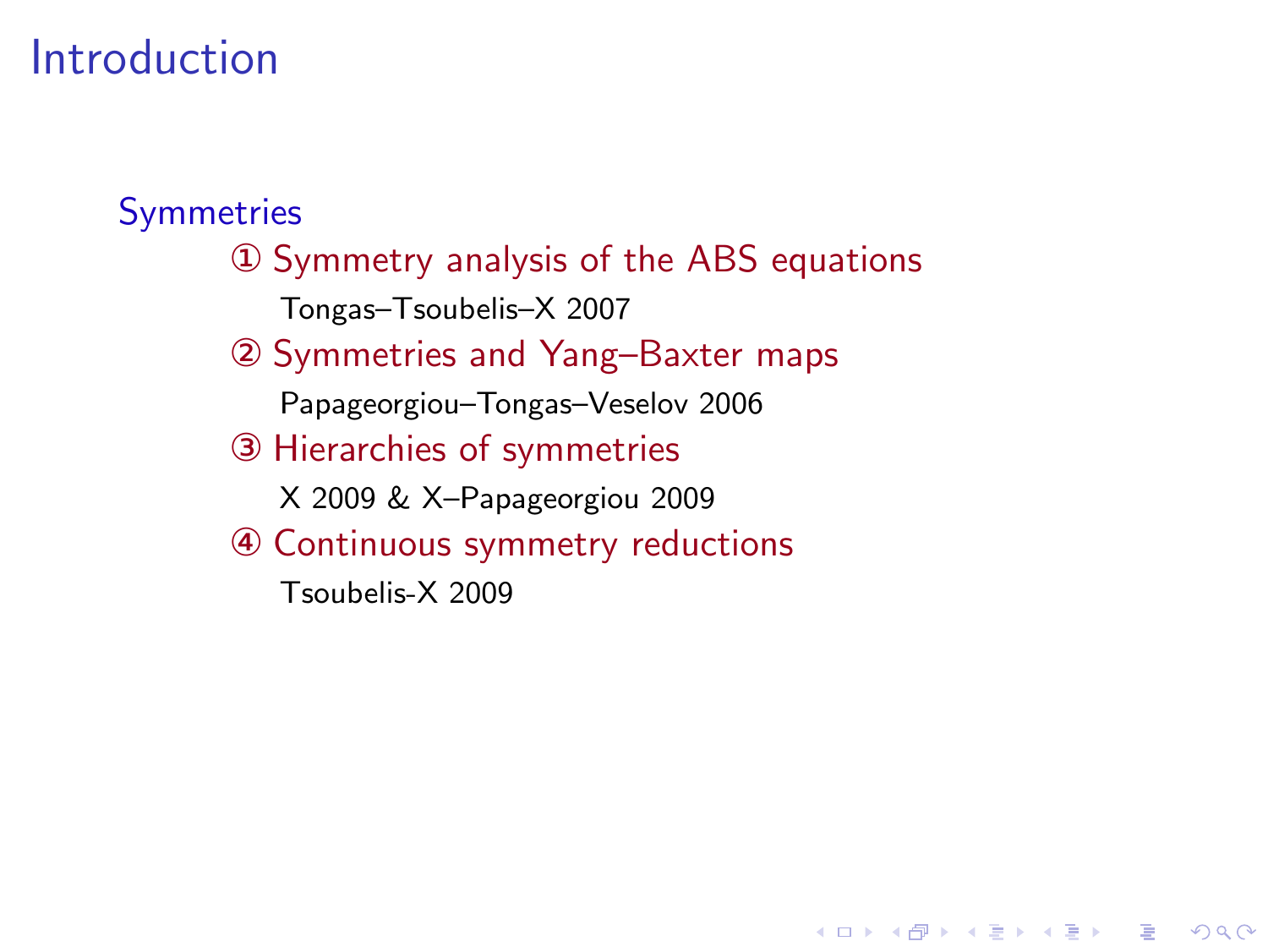# Introduction

## Symmetries

① Symmetry analysis of the ABS equations

Tongas–Tsoubelis–X 2007

② Symmetries and Yang–Baxter maps

Papageorgiou–Tongas–Veselov 2006

③ Hierarchies of symmetries

X 2009 & X–Papageorgiou 2009

④ Continuous symmetry reductions

Tsoubelis-X 2009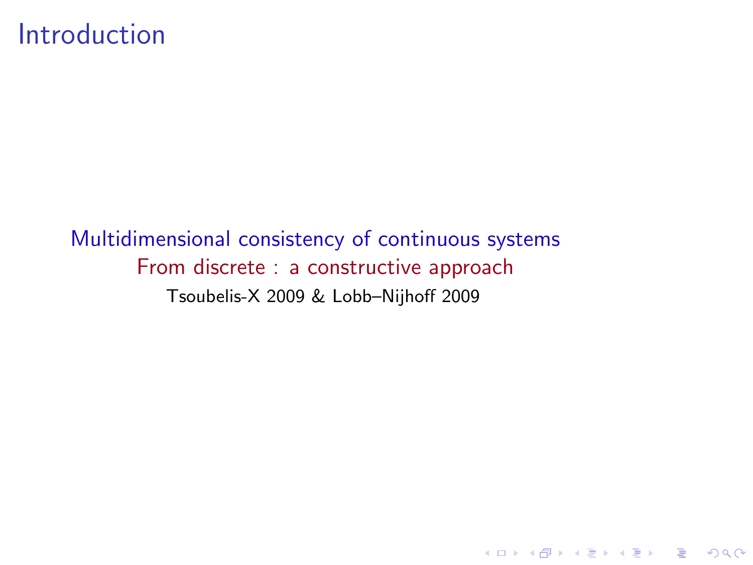# Introduction

Multidimensional consistency of continuous systems

From discrete : a constructive approach

Tsoubelis-X 2009 & Lobb–Nijhoff 2009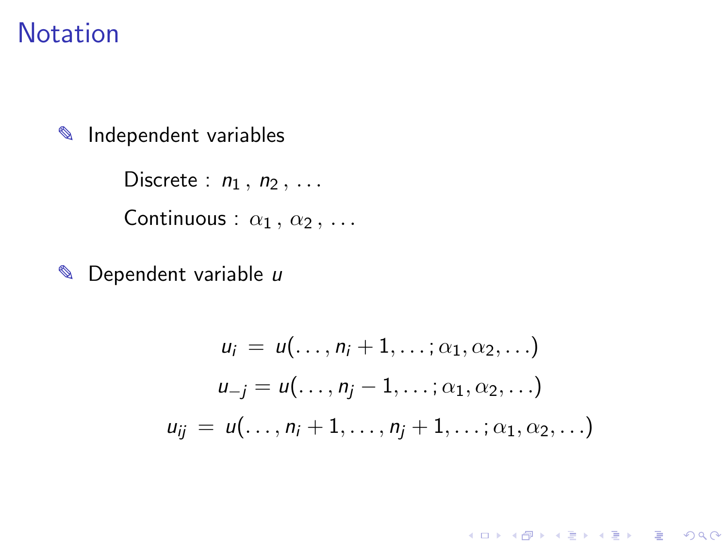# Notation

- Independent variables

  Discrete : $n_1$ , $n_2$ , ...

  Continuous : $\alpha_1$ , $\alpha_2$ , ...

- Dependent variable $u$

$$
\begin{aligned}
u_i &= u(\ldots, n_i + 1, \ldots; \alpha_1, \alpha_2, \ldots) \\
u_{-j} &= u(\ldots, n_j - 1, \ldots; \alpha_1, \alpha_2, \ldots) \\
u_{ij} &= u(\ldots, n_i + 1, \ldots, n_j + 1, \ldots; \alpha_1, \alpha_2, \ldots)
\end{aligned}
$$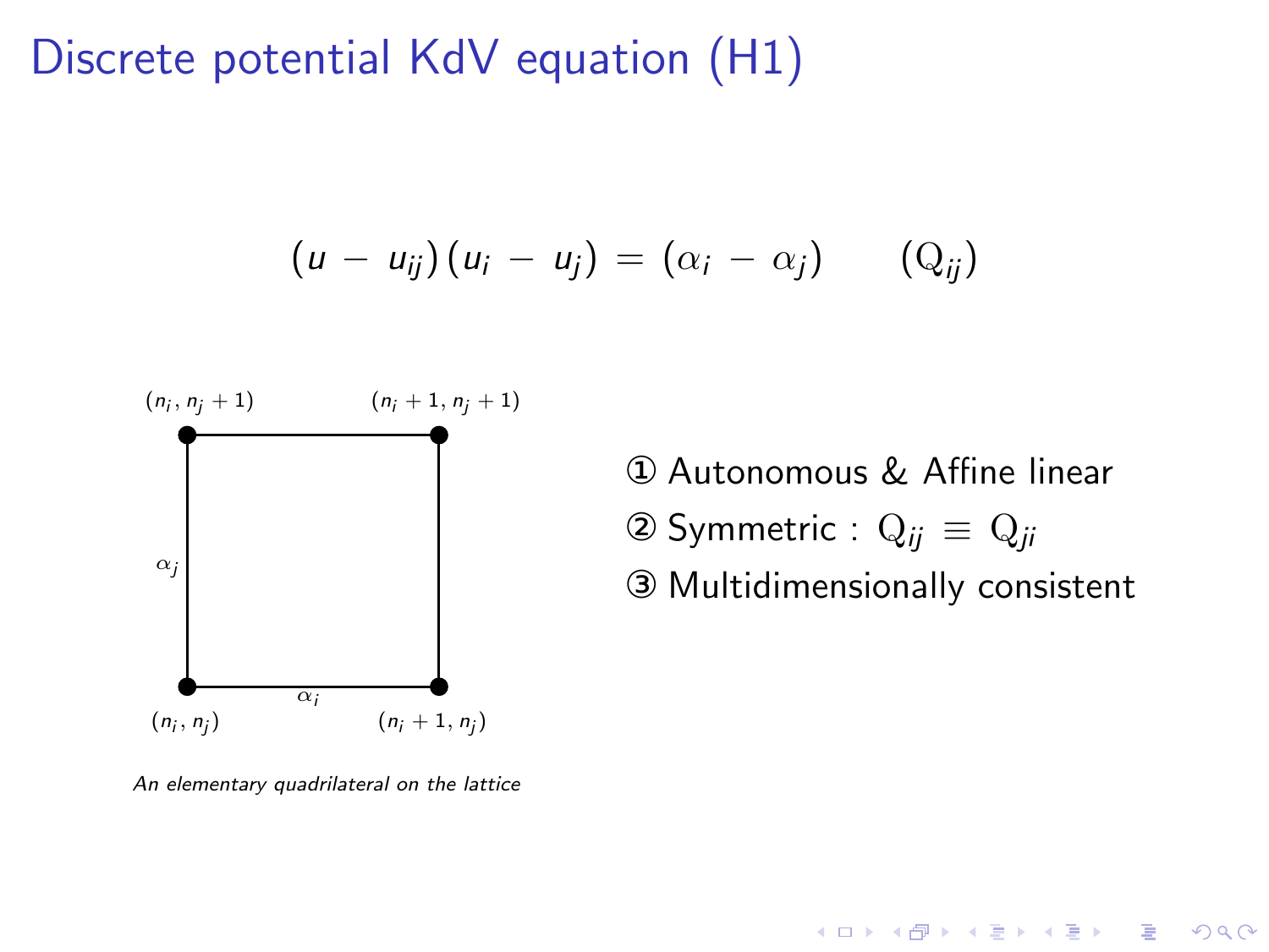# Discrete potential KdV equation (H1)

$$(u - u_{ij})(u_i - u_j) = (\alpha_i - \alpha_j) \qquad (\mathrm{Q}_{ij})$$

$(n_i, n_j + 1)$ $(n_i + 1, n_j + 1)$

$\alpha_j$

$\alpha_i$

$(n_i, n_j)$ $(n_i + 1, n_j)$

*An elementary quadrilateral on the lattice*

① Autonomous & Affine linear

② Symmetric : $\mathrm{Q}_{ij} \equiv \mathrm{Q}_{ji}$

③ Multidimensionally consistent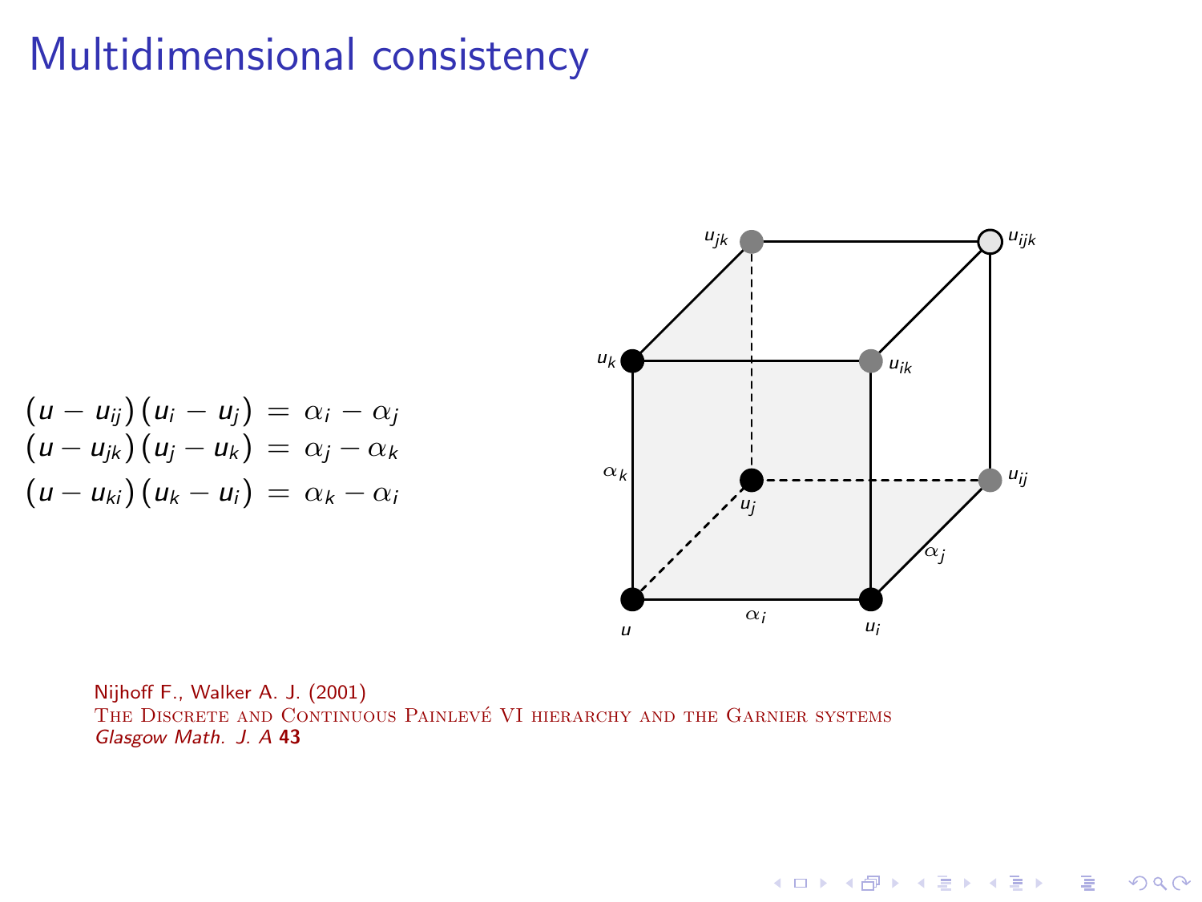# Multidimensional consistency

$$(u - u_{ij})(u_i - u_j) = \alpha_i - \alpha_j$$

$$(u - u_{jk})(u_j - u_k) = \alpha_j - \alpha_k$$

$$(u - u_{ki})(u_k - u_i) = \alpha_k - \alpha_i$$

Nijhoff F., Walker A. J. (2001)
The Discrete and Continuous Painlevé VI hierarchy and the Garnier systems
*Glasgow Math. J. A* **43**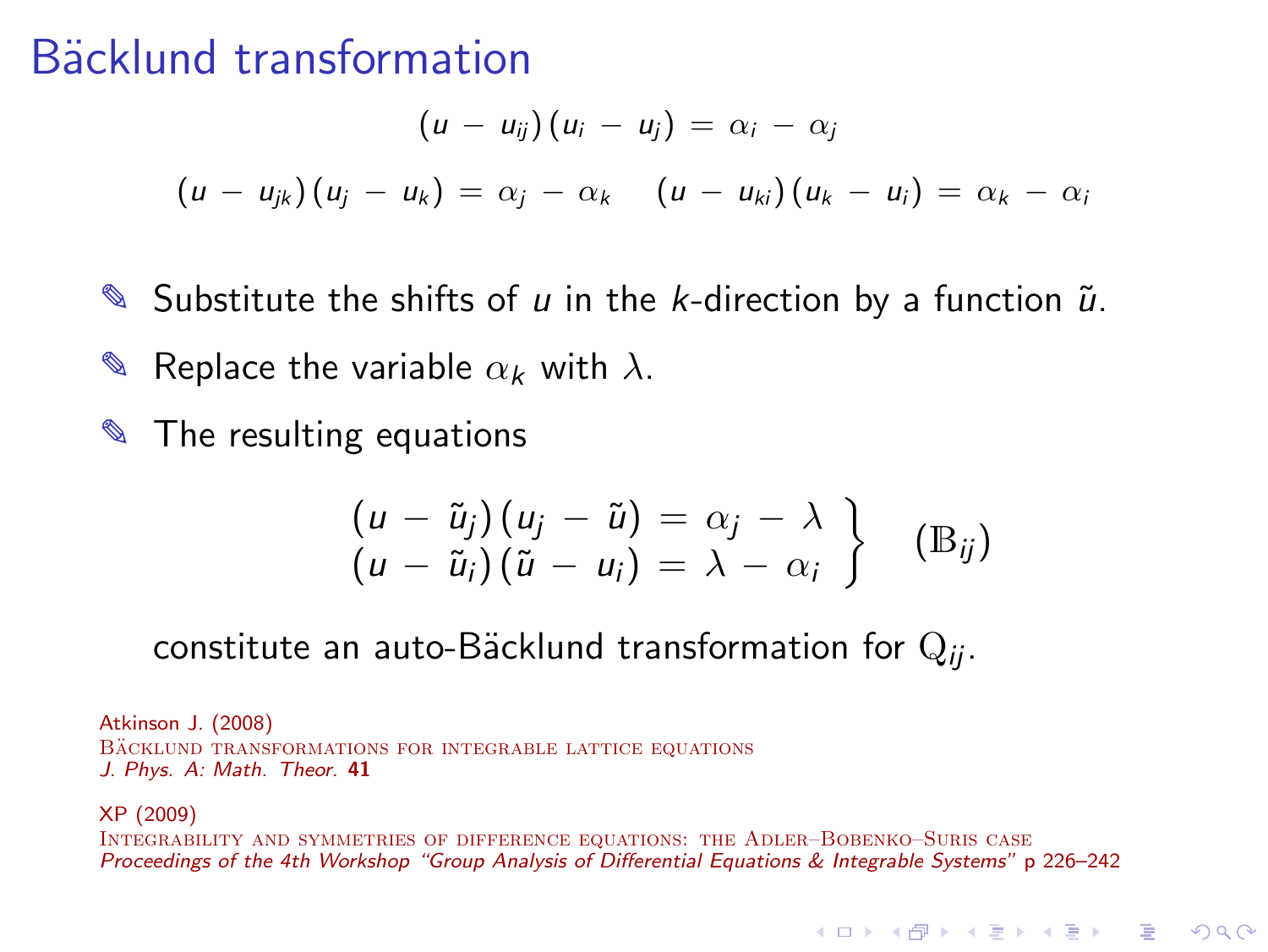# Bäcklund transformation

$$(u - u_{ij})(u_i - u_j) = \alpha_i - \alpha_j$$

$$(u - u_{jk})(u_j - u_k) = \alpha_j - \alpha_k \quad (u - u_{ki})(u_k - u_i) = \alpha_k - \alpha_i$$

- Substitute the shifts of $u$ in the $k$-direction by a function $\tilde{u}$.
- Replace the variable $\alpha_k$ with $\lambda$.
- The resulting equations

$$\left.\begin{array}{l} (u - \tilde{u}_j)(u_j - \tilde{u}) = \alpha_j - \lambda \\ (u - \tilde{u}_i)(\tilde{u} - u_i) = \lambda - \alpha_i \end{array}\right\} \quad (\mathbb{B}_{ij})$$

constitute an auto-Bäcklund transformation for $\mathrm{Q}_{ij}$.

Atkinson J. (2008)
Bäcklund transformations for integrable lattice equations
*J. Phys. A: Math. Theor.* **41**

XP (2009)
Integrability and symmetries of difference equations: the Adler–Bobenko–Suris case
*Proceedings of the 4th Workshop "Group Analysis of Differential Equations & Integrable Systems"* p 226–242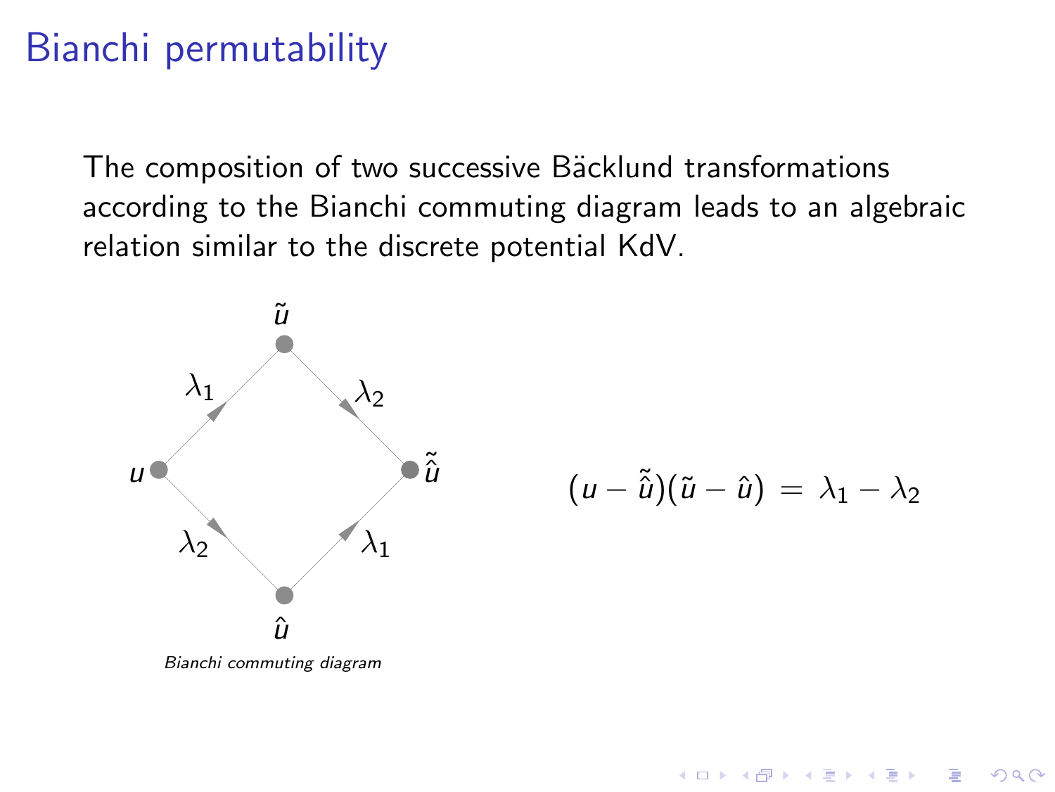# Bianchi permutability

The composition of two successive Bäcklund transformations according to the Bianchi commuting diagram leads to an algebraic relation similar to the discrete potential KdV.

*Bianchi commuting diagram*

$$(u - \hat{\tilde{u}})(\tilde{u} - \hat{u}) = \lambda_1 - \lambda_2$$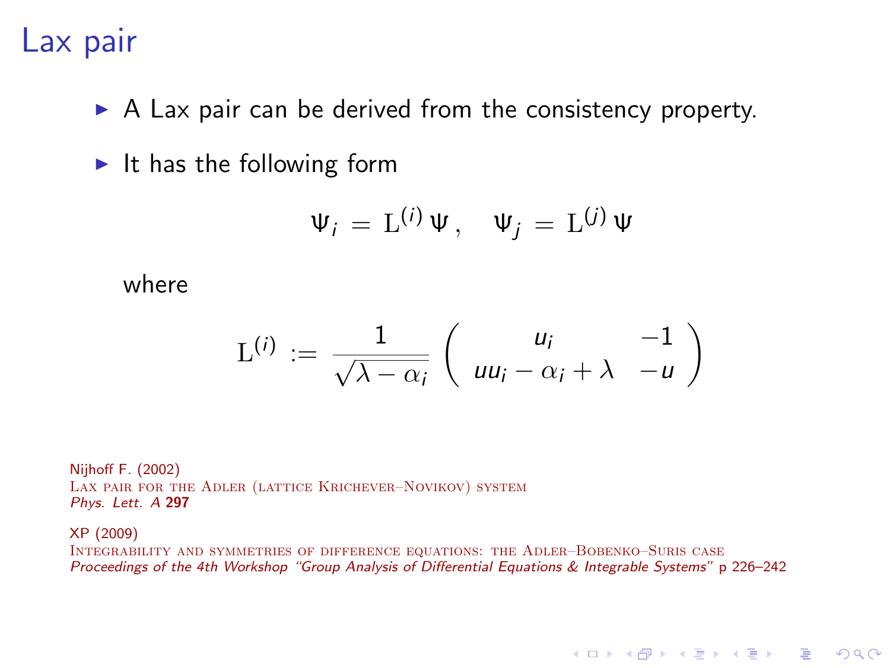# Lax pair

- A Lax pair can be derived from the consistency property.
- It has the following form

$$\Psi_i = \mathrm{L}^{(i)}\,\Psi\,, \quad \Psi_j = \mathrm{L}^{(j)}\,\Psi$$

where

$$\mathrm{L}^{(i)} := \frac{1}{\sqrt{\lambda - \alpha_i}} \begin{pmatrix} u_i & -1 \\ u u_i - \alpha_i + \lambda & -u \end{pmatrix}$$

Nijhoff F. (2002)
Lax pair for the Adler (lattice Krichever–Novikov) system
*Phys. Lett. A* **297**

XP (2009)
Integrability and symmetries of difference equations: the Adler–Bobenko–Suris case
*Proceedings of the 4th Workshop "Group Analysis of Differential Equations & Integrable Systems"* p 226–242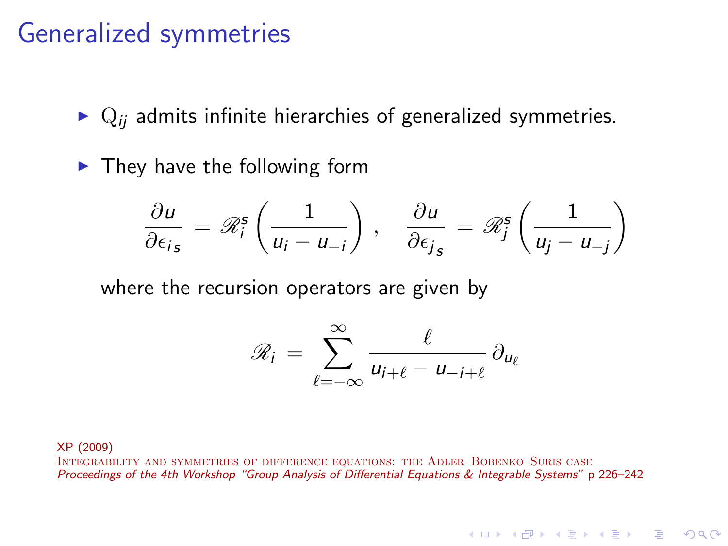# Generalized symmetries

- $\mathrm{Q}_{ij}$ admits infinite hierarchies of generalized symmetries.

- They have the following form

$$\frac{\partial u}{\partial \epsilon_{i_s}} = \mathscr{R}_i^s \left( \frac{1}{u_i - u_{-i}} \right), \quad \frac{\partial u}{\partial \epsilon_{j_s}} = \mathscr{R}_j^s \left( \frac{1}{u_j - u_{-j}} \right)$$

where the recursion operators are given by

$$\mathscr{R}_i = \sum_{\ell=-\infty}^{\infty} \frac{\ell}{u_{i+\ell} - u_{-i+\ell}} \, \partial_{u_\ell}$$

XP (2009)
Integrability and symmetries of difference equations: the Adler–Bobenko–Suris case
*Proceedings of the 4th Workshop "Group Analysis of Differential Equations & Integrable Systems"* p 226–242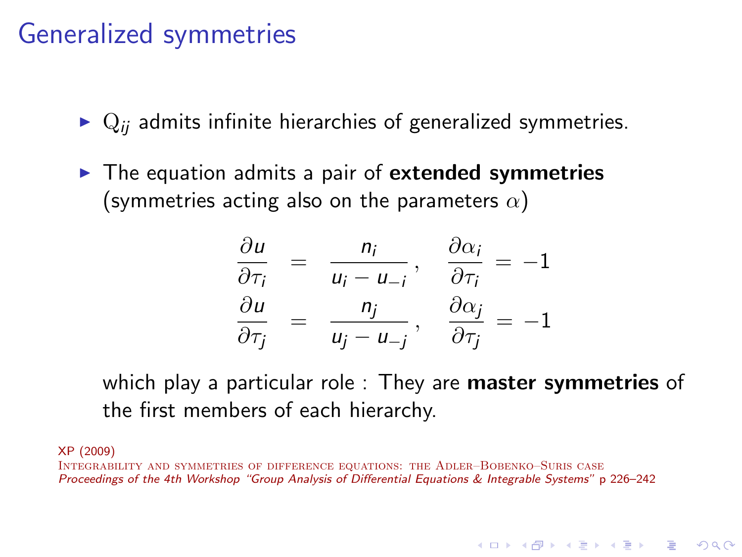# Generalized symmetries

- $\mathrm{Q}_{ij}$ admits infinite hierarchies of generalized symmetries.
- The equation admits a pair of **extended symmetries** (symmetries acting also on the parameters $\alpha$)

$$
\begin{aligned}
\frac{\partial u}{\partial \tau_i} &= \frac{n_i}{u_i - u_{-i}}, \quad \frac{\partial \alpha_i}{\partial \tau_i} = -1 \\
\frac{\partial u}{\partial \tau_j} &= \frac{n_j}{u_j - u_{-j}}, \quad \frac{\partial \alpha_j}{\partial \tau_j} = -1
\end{aligned}
$$

which play a particular role : They are **master symmetries** of the first members of each hierarchy.

XP (2009)
Integrability and symmetries of difference equations: the Adler–Bobenko–Suris case
*Proceedings of the 4th Workshop "Group Analysis of Differential Equations & Integrable Systems"* p 226–242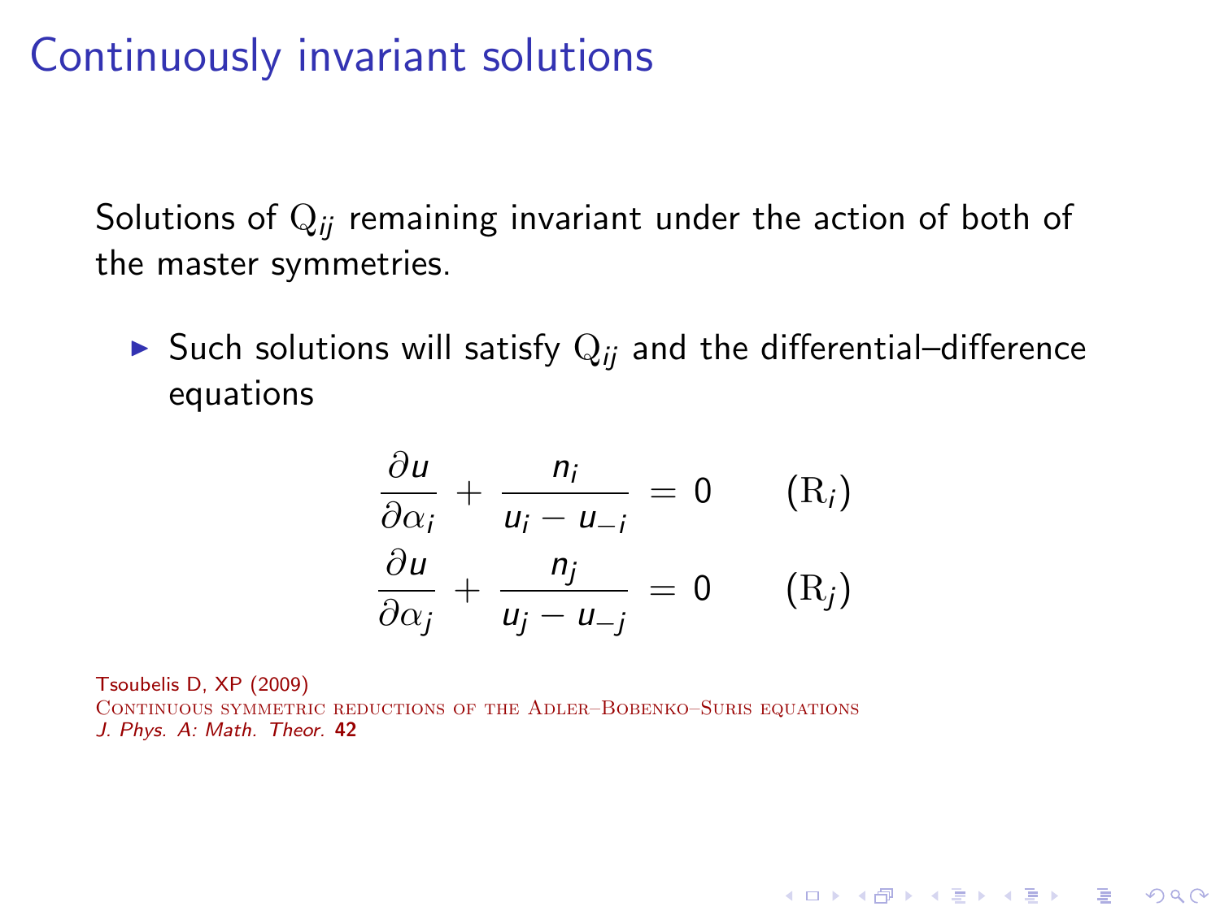# Continuously invariant solutions

Solutions of $\mathrm{Q}_{ij}$ remaining invariant under the action of both of the master symmetries.

- Such solutions will satisfy $\mathrm{Q}_{ij}$ and the differential–difference equations

$$
\frac{\partial u}{\partial \alpha_i} + \frac{n_i}{u_i - u_{-i}} = 0 \qquad (\mathrm{R}_i)
$$

$$
\frac{\partial u}{\partial \alpha_j} + \frac{n_j}{u_j - u_{-j}} = 0 \qquad (\mathrm{R}_j)
$$

Tsoubelis D, XP (2009)
Continuous symmetric reductions of the Adler–Bobenko–Suris equations
*J. Phys. A: Math. Theor.* **42**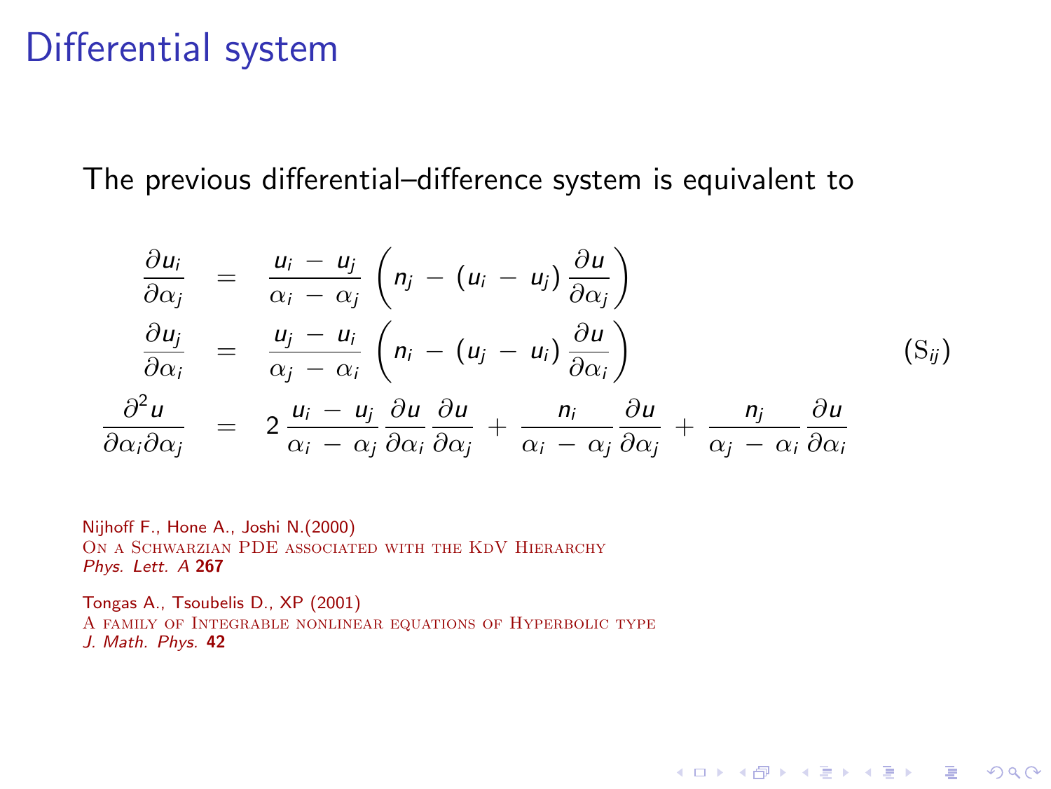# Differential system

The previous differential–difference system is equivalent to

$$
\begin{aligned}
\frac{\partial u_i}{\partial \alpha_j} &= \frac{u_i - u_j}{\alpha_i - \alpha_j}\left(n_j - (u_i - u_j)\frac{\partial u}{\partial \alpha_j}\right) \\
\frac{\partial u_j}{\partial \alpha_i} &= \frac{u_j - u_i}{\alpha_j - \alpha_i}\left(n_i - (u_j - u_i)\frac{\partial u}{\partial \alpha_i}\right) \\
\frac{\partial^2 u}{\partial \alpha_i \partial \alpha_j} &= 2\,\frac{u_i - u_j}{\alpha_i - \alpha_j}\frac{\partial u}{\partial \alpha_i}\frac{\partial u}{\partial \alpha_j} + \frac{n_i}{\alpha_i - \alpha_j}\frac{\partial u}{\partial \alpha_j} + \frac{n_j}{\alpha_j - \alpha_i}\frac{\partial u}{\partial \alpha_i}
\end{aligned}
\qquad (\mathrm{S}_{ij})
$$

Nijhoff F., Hone A., Joshi N.(2000)
On a Schwarzian PDE associated with the KdV Hierarchy
*Phys. Lett. A* **267**

Tongas A., Tsoubelis D., XP (2001)
A family of Integrable nonlinear equations of Hyperbolic type
*J. Math. Phys.* **42**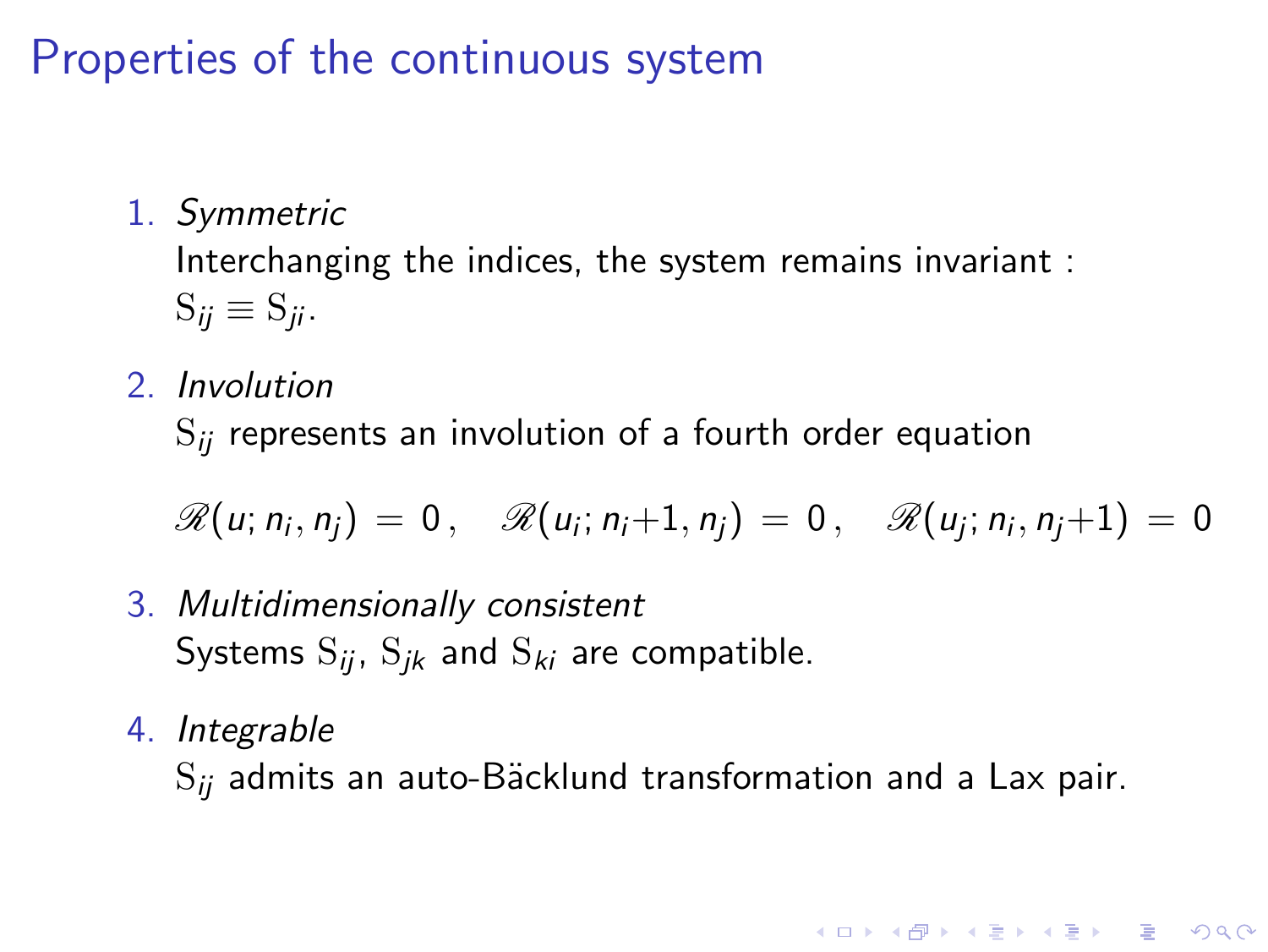# Properties of the continuous system

1. *Symmetric*

   Interchanging the indices, the system remains invariant : $\mathrm{S}_{ij} \equiv \mathrm{S}_{ji}$.

2. *Involution*

   $\mathrm{S}_{ij}$ represents an involution of a fourth order equation

   $$\mathscr{R}(u; n_i, n_j) = 0\,, \quad \mathscr{R}(u_i; n_i{+}1, n_j) = 0\,, \quad \mathscr{R}(u_j; n_i, n_j{+}1) = 0$$

3. *Multidimensionally consistent*

   Systems $\mathrm{S}_{ij}$, $\mathrm{S}_{jk}$ and $\mathrm{S}_{ki}$ are compatible.

4. *Integrable*

   $\mathrm{S}_{ij}$ admits an auto-Bäcklund transformation and a Lax pair.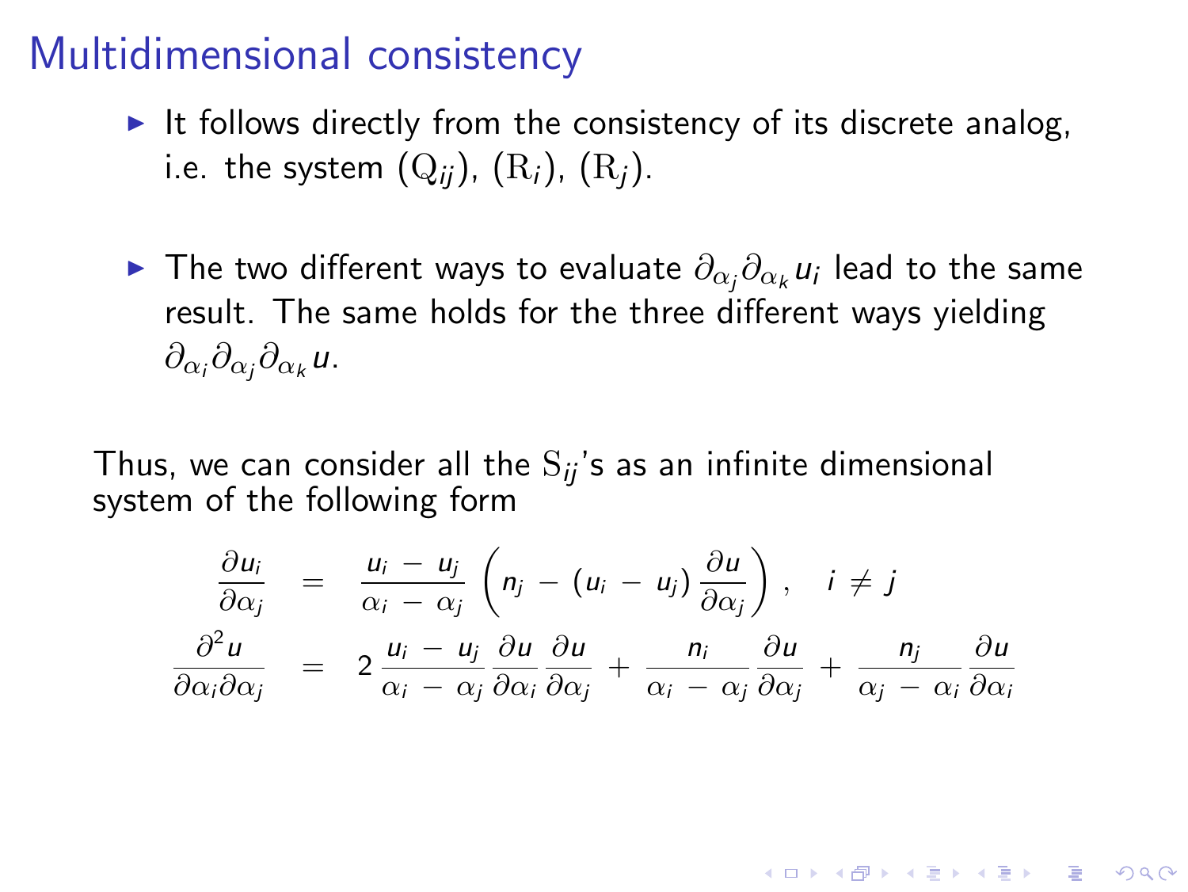# Multidimensional consistency

- It follows directly from the consistency of its discrete analog, i.e. the system $(\mathrm{Q}_{ij})$, $(\mathrm{R}_i)$, $(\mathrm{R}_j)$.
- The two different ways to evaluate $\partial_{\alpha_j}\partial_{\alpha_k} u_i$ lead to the same result. The same holds for the three different ways yielding $\partial_{\alpha_i}\partial_{\alpha_j}\partial_{\alpha_k} u$.

Thus, we can consider all the $\mathrm{S}_{ij}$'s as an infinite dimensional system of the following form

$$
\begin{aligned}
\frac{\partial u_i}{\partial \alpha_j} &= \frac{u_i - u_j}{\alpha_i - \alpha_j}\left(n_j - (u_i - u_j)\frac{\partial u}{\partial \alpha_j}\right), \quad i \neq j \\
\frac{\partial^2 u}{\partial \alpha_i \partial \alpha_j} &= 2\,\frac{u_i - u_j}{\alpha_i - \alpha_j}\frac{\partial u}{\partial \alpha_i}\frac{\partial u}{\partial \alpha_j} + \frac{n_i}{\alpha_i - \alpha_j}\frac{\partial u}{\partial \alpha_j} + \frac{n_j}{\alpha_j - \alpha_i}\frac{\partial u}{\partial \alpha_i}
\end{aligned}
$$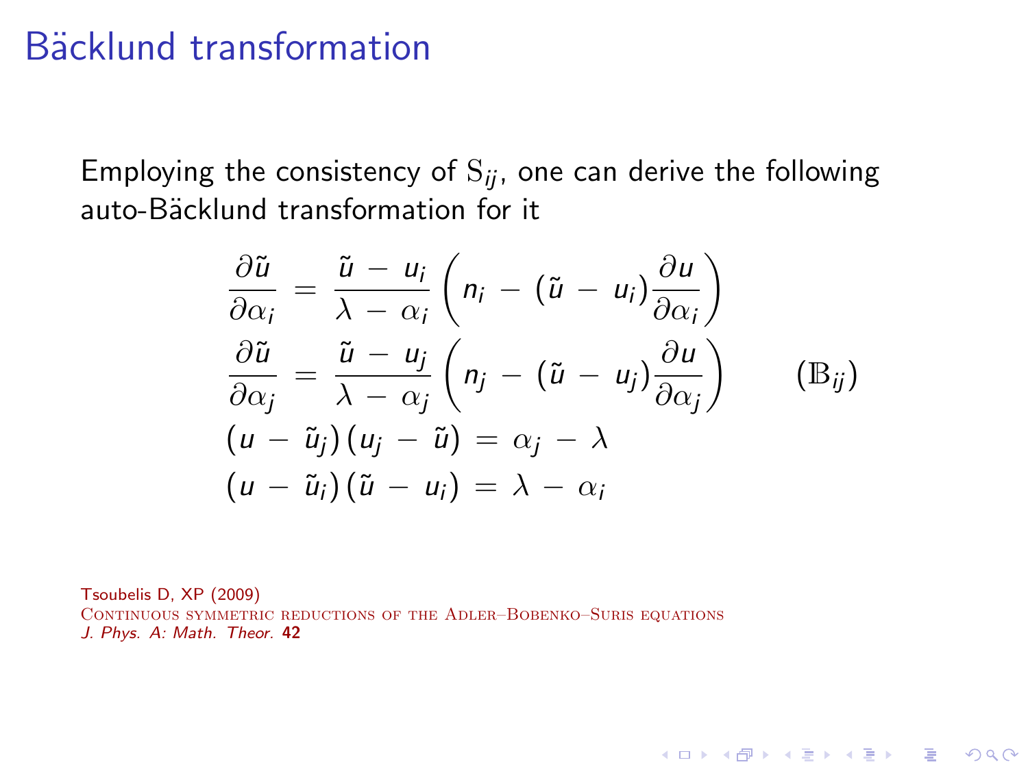# Bäcklund transformation

Employing the consistency of $\mathrm{S}_{ij}$, one can derive the following auto-Bäcklund transformation for it

$$
\begin{aligned}
\frac{\partial \tilde{u}}{\partial \alpha_i} &= \frac{\tilde{u} - u_i}{\lambda - \alpha_i}\left(n_i - (\tilde{u} - u_i)\frac{\partial u}{\partial \alpha_i}\right) \\
\frac{\partial \tilde{u}}{\partial \alpha_j} &= \frac{\tilde{u} - u_j}{\lambda - \alpha_j}\left(n_j - (\tilde{u} - u_j)\frac{\partial u}{\partial \alpha_j}\right) \qquad (\mathbb{B}_{ij}) \\
(u - \tilde{u}_j)(u_j - \tilde{u}) &= \alpha_j - \lambda \\
(u - \tilde{u}_i)(\tilde{u} - u_i) &= \lambda - \alpha_i
\end{aligned}
$$

Tsoubelis D, XP (2009)
Continuous symmetric reductions of the Adler–Bobenko–Suris equations
*J. Phys. A: Math. Theor.* **42**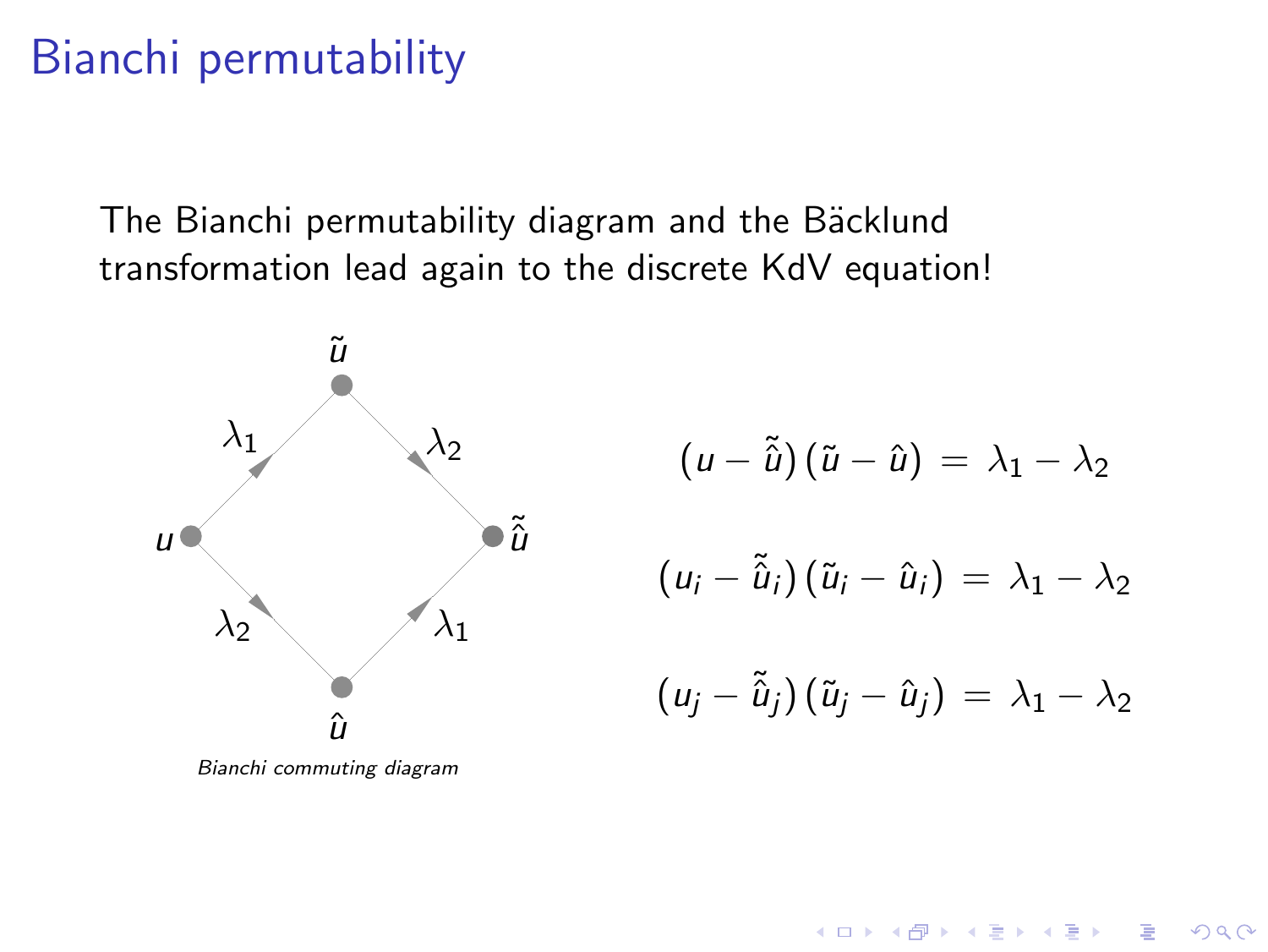# Bianchi permutability

The Bianchi permutability diagram and the Bäcklund transformation lead again to the discrete KdV equation!

*Bianchi commuting diagram*

$$(u - \hat{\tilde{u}})\,(\tilde{u} - \hat{u}) \;=\; \lambda_1 - \lambda_2$$

$$(u_i - \hat{\tilde{u}}_i)\,(\tilde{u}_i - \hat{u}_i) \;=\; \lambda_1 - \lambda_2$$

$$(u_j - \hat{\tilde{u}}_j)\,(\tilde{u}_j - \hat{u}_j) \;=\; \lambda_1 - \lambda_2$$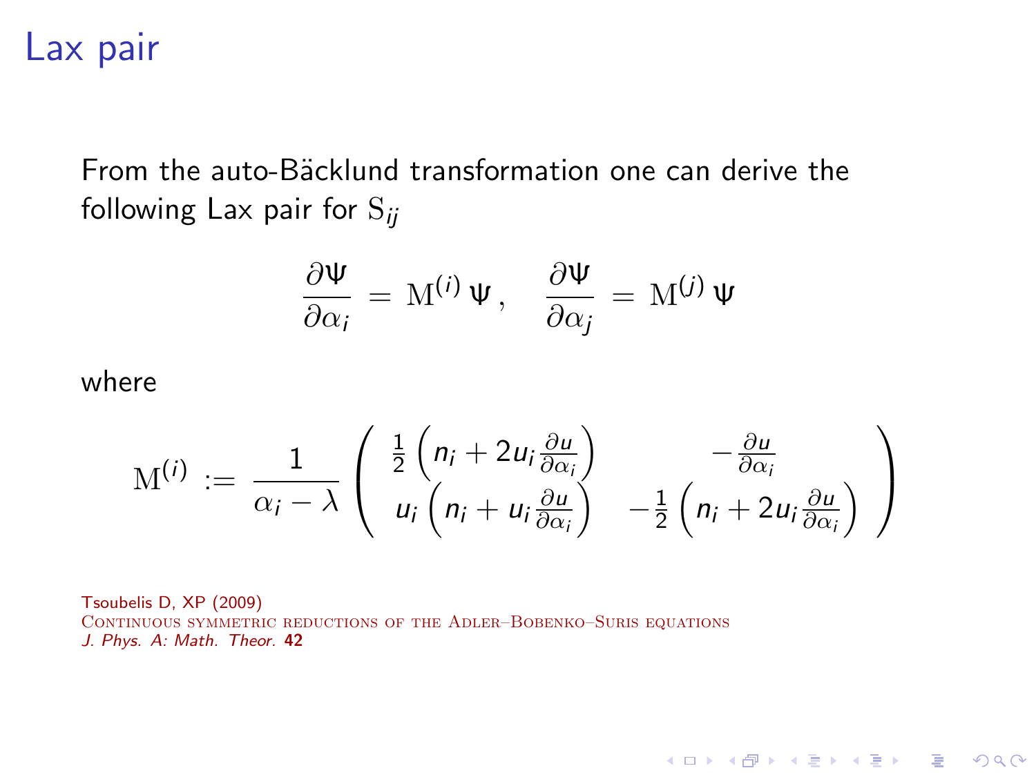# Lax pair

From the auto-Bäcklund transformation one can derive the following Lax pair for $\mathrm{S}_{ij}$

$$
\frac{\partial \Psi}{\partial \alpha_i} = \mathrm{M}^{(i)}\, \Psi\,, \quad \frac{\partial \Psi}{\partial \alpha_j} = \mathrm{M}^{(j)}\, \Psi
$$

where

$$
\mathrm{M}^{(i)} := \frac{1}{\alpha_i - \lambda} \begin{pmatrix} \frac{1}{2}\left(n_i + 2u_i \frac{\partial u}{\partial \alpha_i}\right) & -\frac{\partial u}{\partial \alpha_i} \\ u_i\left(n_i + u_i \frac{\partial u}{\partial \alpha_i}\right) & -\frac{1}{2}\left(n_i + 2u_i \frac{\partial u}{\partial \alpha_i}\right) \end{pmatrix}
$$

Tsoubelis D, XP (2009)
Continuous symmetric reductions of the Adler–Bobenko–Suris equations
*J. Phys. A: Math. Theor.* **42**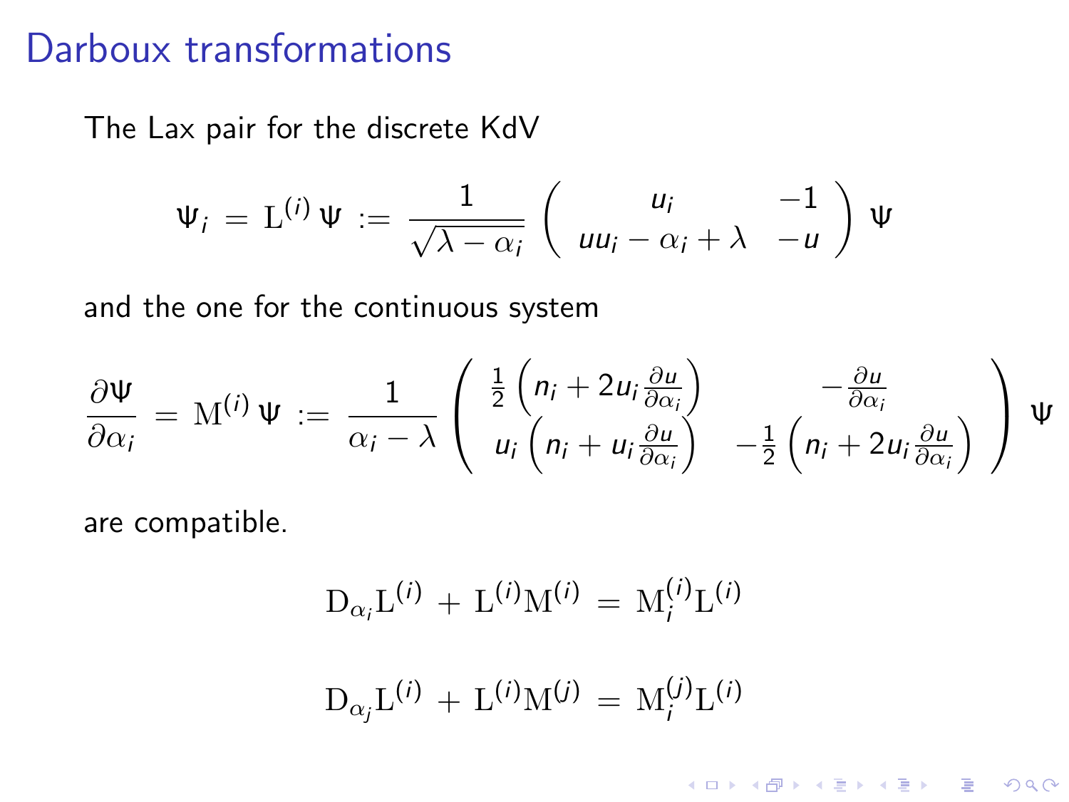# Darboux transformations

The Lax pair for the discrete KdV

$$\Psi_i \;=\; \mathrm{L}^{(i)}\,\Psi \;:=\; \frac{1}{\sqrt{\lambda-\alpha_i}}\begin{pmatrix} u_i & -1 \\ uu_i-\alpha_i+\lambda & -u \end{pmatrix}\Psi$$

and the one for the continuous system

$$\frac{\partial\Psi}{\partial\alpha_i} \;=\; \mathrm{M}^{(i)}\,\Psi \;:=\; \frac{1}{\alpha_i-\lambda}\begin{pmatrix} \frac{1}{2}\left(n_i+2u_i\frac{\partial u}{\partial\alpha_i}\right) & -\frac{\partial u}{\partial\alpha_i} \\ u_i\left(n_i+u_i\frac{\partial u}{\partial\alpha_i}\right) & -\frac{1}{2}\left(n_i+2u_i\frac{\partial u}{\partial\alpha_i}\right) \end{pmatrix}\Psi$$

are compatible.

$$\mathrm{D}_{\alpha_i}\mathrm{L}^{(i)} \;+\; \mathrm{L}^{(i)}\mathrm{M}^{(i)} \;=\; \mathrm{M}_i^{(i)}\mathrm{L}^{(i)}$$

$$\mathrm{D}_{\alpha_j}\mathrm{L}^{(i)} \;+\; \mathrm{L}^{(i)}\mathrm{M}^{(j)} \;=\; \mathrm{M}_i^{(j)}\mathrm{L}^{(i)}$$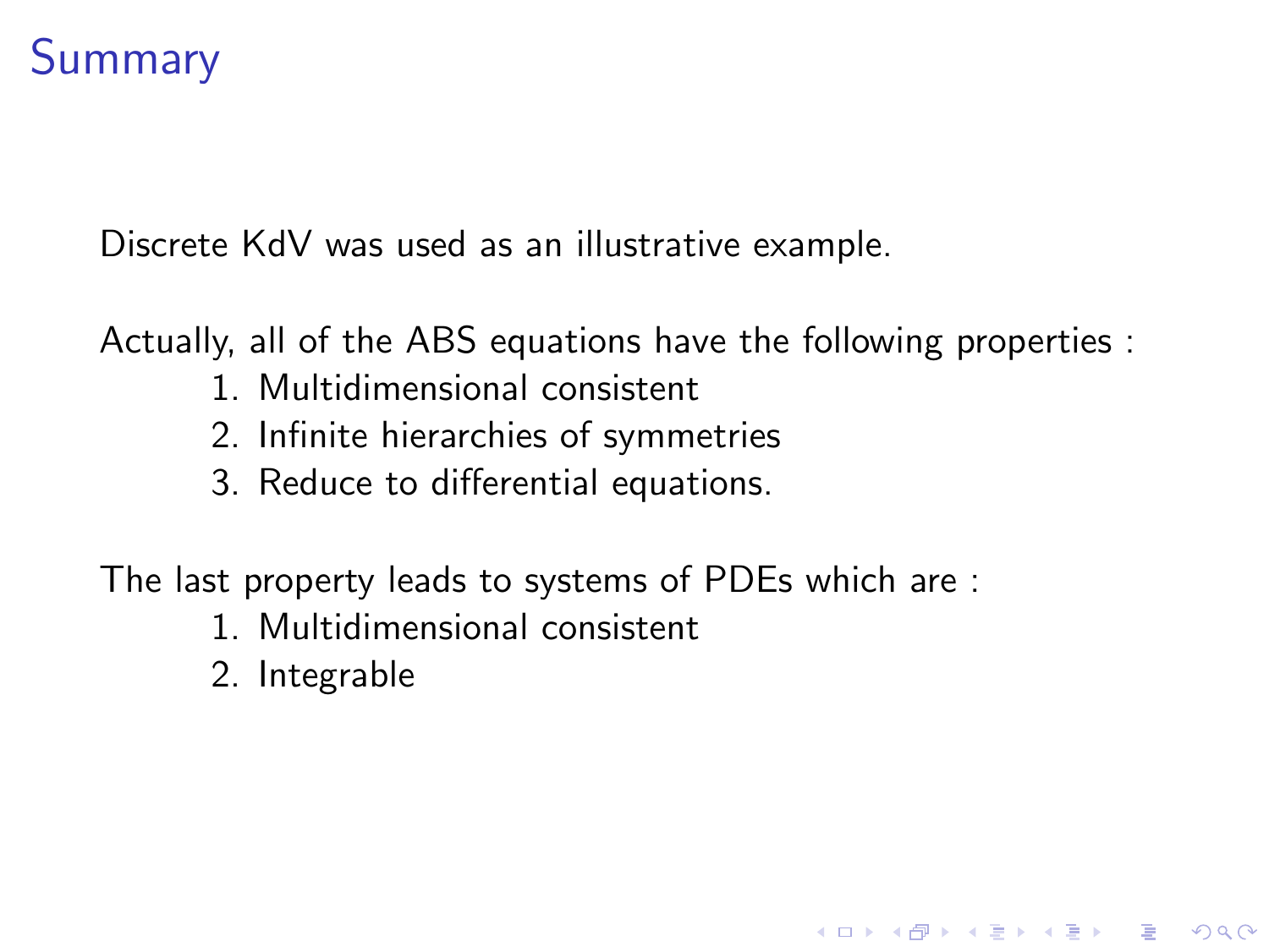# Summary

Discrete KdV was used as an illustrative example.

Actually, all of the ABS equations have the following properties :

1. Multidimensional consistent
2. Infinite hierarchies of symmetries
3. Reduce to differential equations.

The last property leads to systems of PDEs which are :

1. Multidimensional consistent
2. Integrable